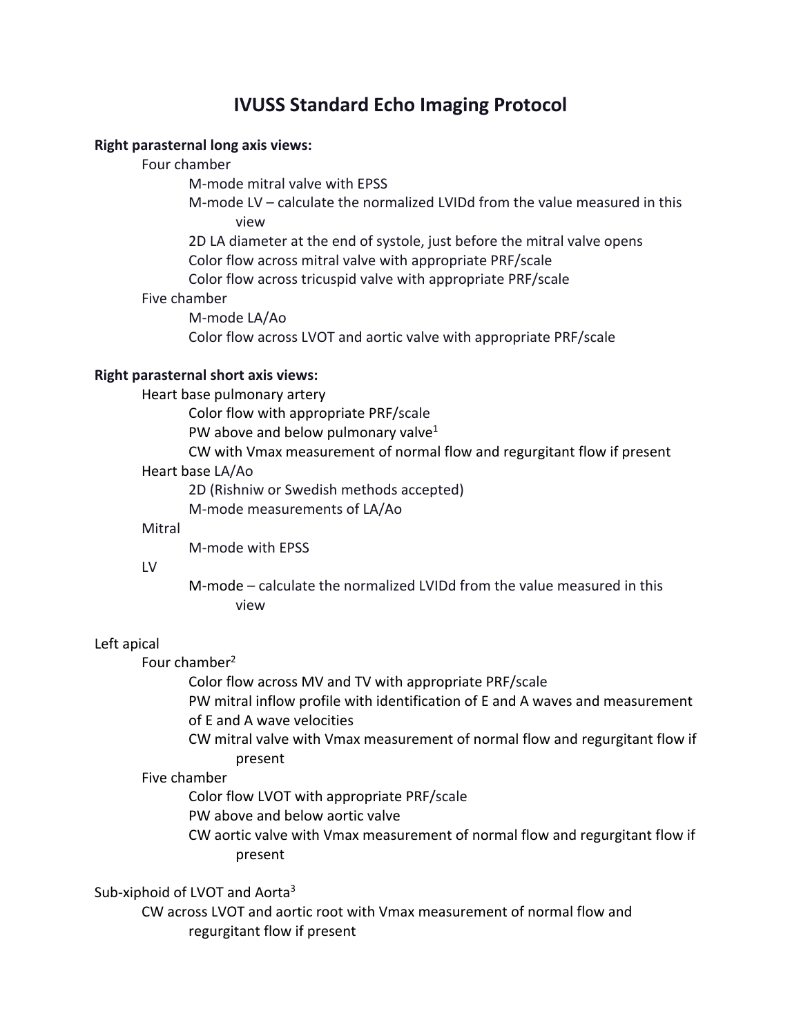# IVUSS Standard Echo Imaging Protocol

**Right parasternal long axis views:**

- Four chamber
  - M-mode mitral valve with EPSS
  - M-mode LV – calculate the normalized LVIDd from the value measured in this view
  - 2D LA diameter at the end of systole, just before the mitral valve opens
  - Color flow across mitral valve with appropriate PRF/scale
  - Color flow across tricuspid valve with appropriate PRF/scale
- Five chamber
  - M-mode LA/Ao
  - Color flow across LVOT and aortic valve with appropriate PRF/scale

**Right parasternal short axis views:**

- Heart base pulmonary artery
  - Color flow with appropriate PRF/scale
  - PW above and below pulmonary valve[1]
  - CW with Vmax measurement of normal flow and regurgitant flow if present
- Heart base LA/Ao
  - 2D (Rishniw or Swedish methods accepted)
  - M-mode measurements of LA/Ao
- Mitral
  - M-mode with EPSS
- LV
  - M-mode – calculate the normalized LVIDd from the value measured in this view

Left apical

- Four chamber[2]
  - Color flow across MV and TV with appropriate PRF/scale
  - PW mitral inflow profile with identification of E and A waves and measurement of E and A wave velocities
  - CW mitral valve with Vmax measurement of normal flow and regurgitant flow if present
- Five chamber
  - Color flow LVOT with appropriate PRF/scale
  - PW above and below aortic valve
  - CW aortic valve with Vmax measurement of normal flow and regurgitant flow if present

Sub-xiphoid of LVOT and Aorta[3]

- CW across LVOT and aortic root with Vmax measurement of normal flow and regurgitant flow if present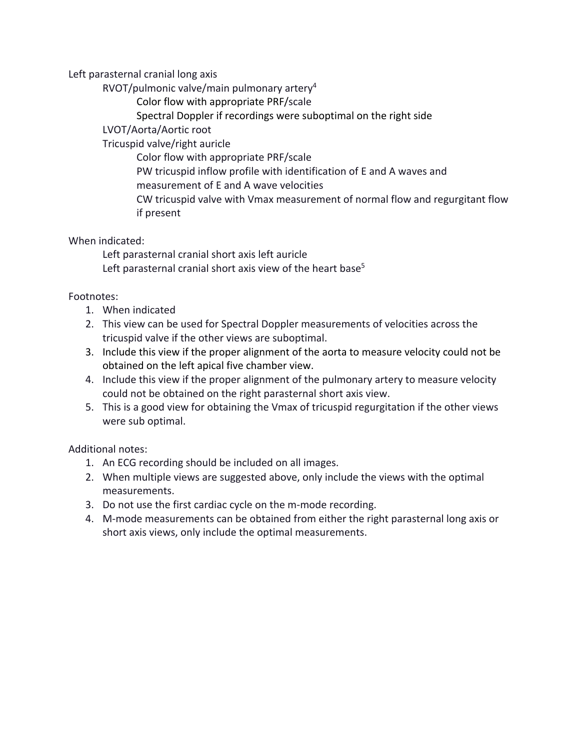Left parasternal cranial long axis

- RVOT/pulmonic valve/main pulmonary artery[4]
  - Color flow with appropriate PRF/scale
  - Spectral Doppler if recordings were suboptimal on the right side
- LVOT/Aorta/Aortic root
- Tricuspid valve/right auricle
  - Color flow with appropriate PRF/scale
  - PW tricuspid inflow profile with identification of E and A waves and measurement of E and A wave velocities
  - CW tricuspid valve with Vmax measurement of normal flow and regurgitant flow if present

When indicated:

- Left parasternal cranial short axis left auricle
- Left parasternal cranial short axis view of the heart base[5]

Footnotes:

1. When indicated
2. This view can be used for Spectral Doppler measurements of velocities across the tricuspid valve if the other views are suboptimal.
3. Include this view if the proper alignment of the aorta to measure velocity could not be obtained on the left apical five chamber view.
4. Include this view if the proper alignment of the pulmonary artery to measure velocity could not be obtained on the right parasternal short axis view.
5. This is a good view for obtaining the Vmax of tricuspid regurgitation if the other views were sub optimal.

Additional notes:

1. An ECG recording should be included on all images.
2. When multiple views are suggested above, only include the views with the optimal measurements.
3. Do not use the first cardiac cycle on the m-mode recording.
4. M-mode measurements can be obtained from either the right parasternal long axis or short axis views, only include the optimal measurements.